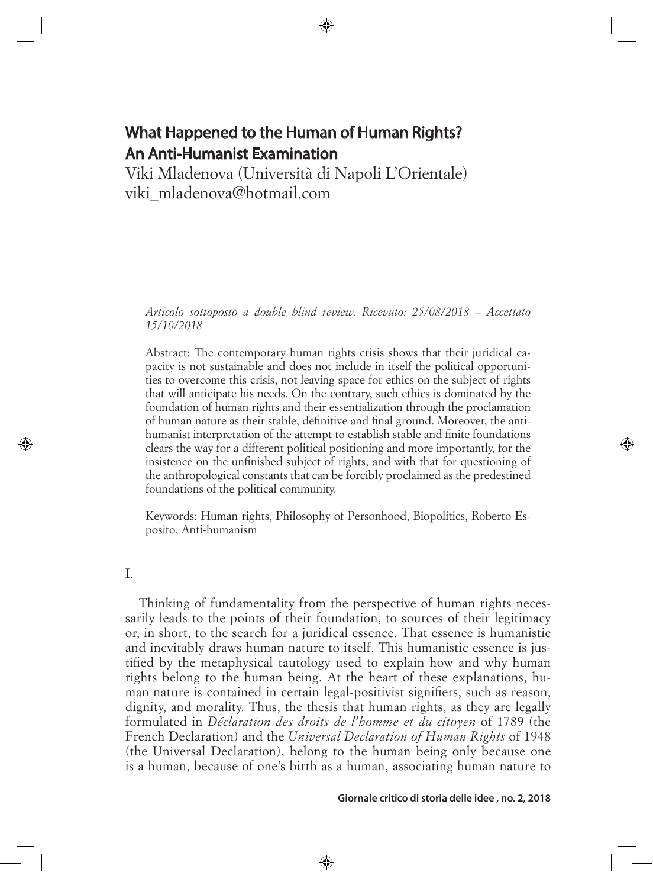# What Happened to the Human of Human Rights? An Anti-Humanist Examination

Viki Mladenova (Università di Napoli L'Orientale)
viki_mladenova@hotmail.com

*Articolo sottoposto a double blind review. Ricevuto: 25/08/2018 – Accettato 15/10/2018*

Abstract: The contemporary human rights crisis shows that their juridical capacity is not sustainable and does not include in itself the political opportunities to overcome this crisis, not leaving space for ethics on the subject of rights that will anticipate his needs. On the contrary, such ethics is dominated by the foundation of human rights and their essentialization through the proclamation of human nature as their stable, definitive and final ground. Moreover, the anti-humanist interpretation of the attempt to establish stable and finite foundations clears the way for a different political positioning and more importantly, for the insistence on the unfinished subject of rights, and with that for questioning of the anthropological constants that can be forcibly proclaimed as the predestined foundations of the political community.

Keywords: Human rights, Philosophy of Personhood, Biopolitics, Roberto Esposito, Anti-humanism

## I.

Thinking of fundamentality from the perspective of human rights necessarily leads to the points of their foundation, to sources of their legitimacy or, in short, to the search for a juridical essence. That essence is humanistic and inevitably draws human nature to itself. This humanistic essence is justified by the metaphysical tautology used to explain how and why human rights belong to the human being. At the heart of these explanations, human nature is contained in certain legal-positivist signifiers, such as reason, dignity, and morality. Thus, the thesis that human rights, as they are legally formulated in *Déclaration des droits de l'homme et du citoyen* of 1789 (the French Declaration) and the *Universal Declaration of Human Rights* of 1948 (the Universal Declaration), belong to the human being only because one is a human, because of one's birth as a human, associating human nature to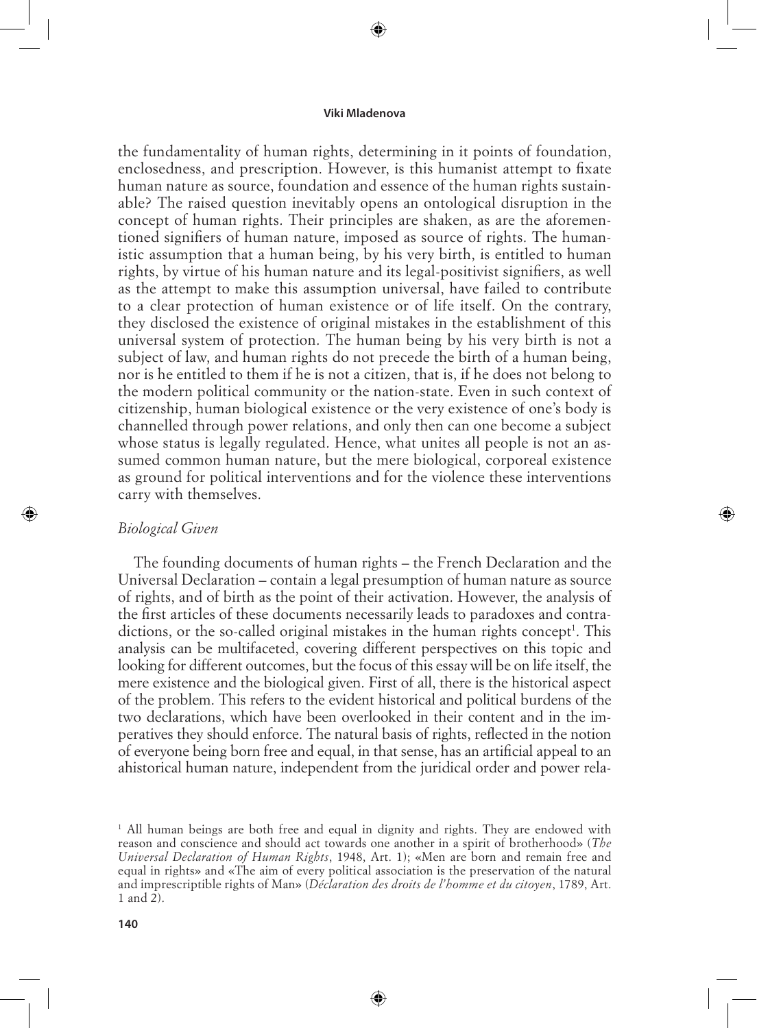the fundamentality of human rights, determining in it points of foundation, enclosedness, and prescription. However, is this humanist attempt to fixate human nature as source, foundation and essence of the human rights sustainable? The raised question inevitably opens an ontological disruption in the concept of human rights. Their principles are shaken, as are the aforementioned signifiers of human nature, imposed as source of rights. The humanistic assumption that a human being, by his very birth, is entitled to human rights, by virtue of his human nature and its legal-positivist signifiers, as well as the attempt to make this assumption universal, have failed to contribute to a clear protection of human existence or of life itself. On the contrary, they disclosed the existence of original mistakes in the establishment of this universal system of protection. The human being by his very birth is not a subject of law, and human rights do not precede the birth of a human being, nor is he entitled to them if he is not a citizen, that is, if he does not belong to the modern political community or the nation-state. Even in such context of citizenship, human biological existence or the very existence of one's body is channelled through power relations, and only then can one become a subject whose status is legally regulated. Hence, what unites all people is not an assumed common human nature, but the mere biological, corporeal existence as ground for political interventions and for the violence these interventions carry with themselves.

## *Biological Given*

The founding documents of human rights – the French Declaration and the Universal Declaration – contain a legal presumption of human nature as source of rights, and of birth as the point of their activation. However, the analysis of the first articles of these documents necessarily leads to paradoxes and contradictions, or the so-called original mistakes in the human rights concept[1]. This analysis can be multifaceted, covering different perspectives on this topic and looking for different outcomes, but the focus of this essay will be on life itself, the mere existence and the biological given. First of all, there is the historical aspect of the problem. This refers to the evident historical and political burdens of the two declarations, which have been overlooked in their content and in the imperatives they should enforce. The natural basis of rights, reflected in the notion of everyone being born free and equal, in that sense, has an artificial appeal to an ahistorical human nature, independent from the juridical order and power rela-

[1] All human beings are both free and equal in dignity and rights. They are endowed with reason and conscience and should act towards one another in a spirit of brotherhood» (*The Universal Declaration of Human Rights*, 1948, Art. 1); «Men are born and remain free and equal in rights» and «The aim of every political association is the preservation of the natural and imprescriptible rights of Man» (*Déclaration des droits de l'homme et du citoyen*, 1789, Art. 1 and 2).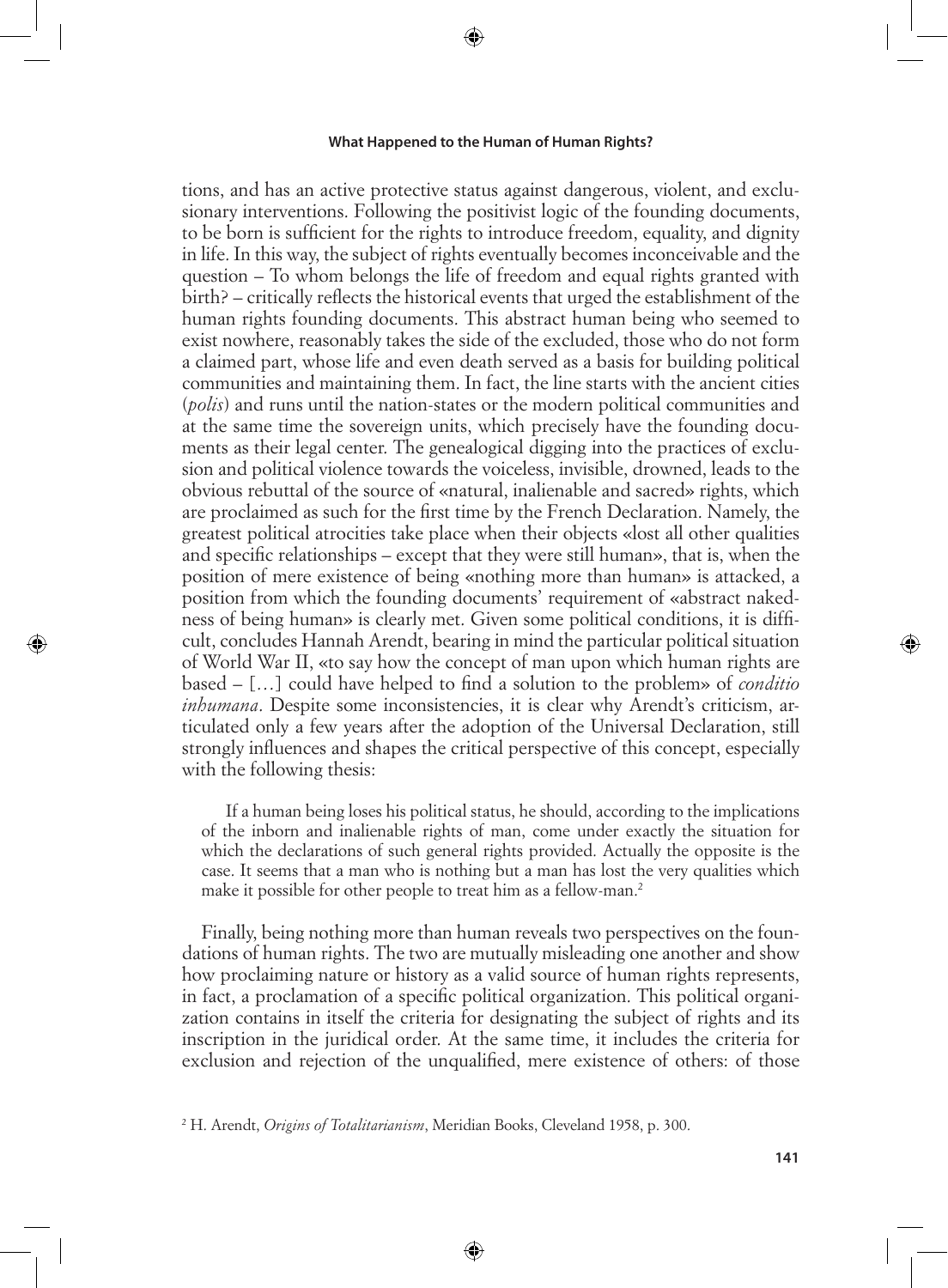tions, and has an active protective status against dangerous, violent, and exclusionary interventions. Following the positivist logic of the founding documents, to be born is sufficient for the rights to introduce freedom, equality, and dignity in life. In this way, the subject of rights eventually becomes inconceivable and the question – To whom belongs the life of freedom and equal rights granted with birth? – critically reflects the historical events that urged the establishment of the human rights founding documents. This abstract human being who seemed to exist nowhere, reasonably takes the side of the excluded, those who do not form a claimed part, whose life and even death served as a basis for building political communities and maintaining them. In fact, the line starts with the ancient cities (*polis*) and runs until the nation-states or the modern political communities and at the same time the sovereign units, which precisely have the founding documents as their legal center. The genealogical digging into the practices of exclusion and political violence towards the voiceless, invisible, drowned, leads to the obvious rebuttal of the source of «natural, inalienable and sacred» rights, which are proclaimed as such for the first time by the French Declaration. Namely, the greatest political atrocities take place when their objects «lost all other qualities and specific relationships – except that they were still human», that is, when the position of mere existence of being «nothing more than human» is attacked, a position from which the founding documents' requirement of «abstract nakedness of being human» is clearly met. Given some political conditions, it is difficult, concludes Hannah Arendt, bearing in mind the particular political situation of World War II, «to say how the concept of man upon which human rights are based – […] could have helped to find a solution to the problem» of *conditio inhumana*. Despite some inconsistencies, it is clear why Arendt's criticism, articulated only a few years after the adoption of the Universal Declaration, still strongly influences and shapes the critical perspective of this concept, especially with the following thesis:

> If a human being loses his political status, he should, according to the implications of the inborn and inalienable rights of man, come under exactly the situation for which the declarations of such general rights provided. Actually the opposite is the case. It seems that a man who is nothing but a man has lost the very qualities which make it possible for other people to treat him as a fellow-man.[2]

Finally, being nothing more than human reveals two perspectives on the foundations of human rights. The two are mutually misleading one another and show how proclaiming nature or history as a valid source of human rights represents, in fact, a proclamation of a specific political organization. This political organization contains in itself the criteria for designating the subject of rights and its inscription in the juridical order. At the same time, it includes the criteria for exclusion and rejection of the unqualified, mere existence of others: of those

[2] H. Arendt, *Origins of Totalitarianism*, Meridian Books, Cleveland 1958, p. 300.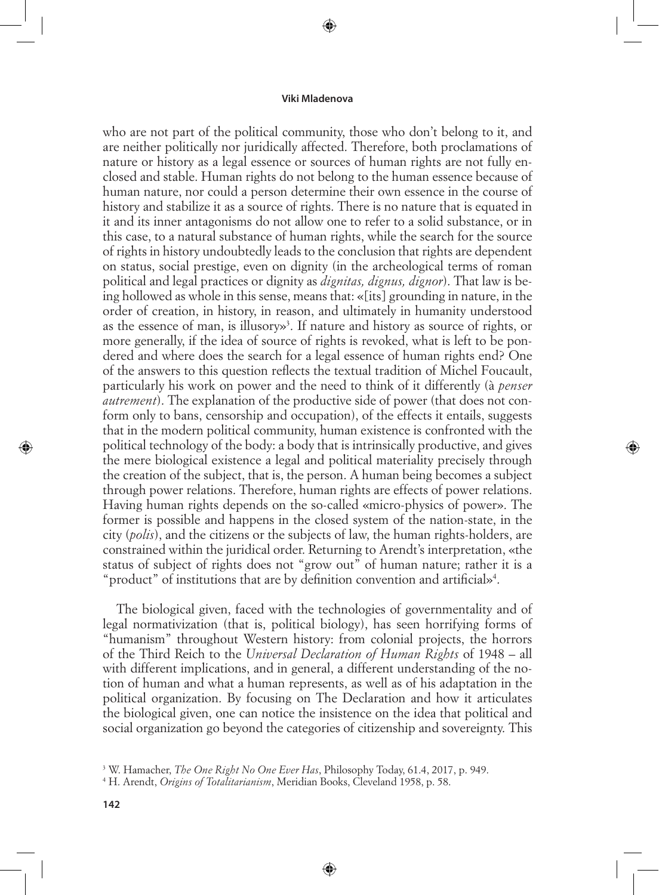who are not part of the political community, those who don't belong to it, and are neither politically nor juridically affected. Therefore, both proclamations of nature or history as a legal essence or sources of human rights are not fully enclosed and stable. Human rights do not belong to the human essence because of human nature, nor could a person determine their own essence in the course of history and stabilize it as a source of rights. There is no nature that is equated in it and its inner antagonisms do not allow one to refer to a solid substance, or in this case, to a natural substance of human rights, while the search for the source of rights in history undoubtedly leads to the conclusion that rights are dependent on status, social prestige, even on dignity (in the archeological terms of roman political and legal practices or dignity as *dignitas, dignus, dignor*). That law is being hollowed as whole in this sense, means that: «[its] grounding in nature, in the order of creation, in history, in reason, and ultimately in humanity understood as the essence of man, is illusory»[3]. If nature and history as source of rights, or more generally, if the idea of source of rights is revoked, what is left to be pondered and where does the search for a legal essence of human rights end? One of the answers to this question reflects the textual tradition of Michel Foucault, particularly his work on power and the need to think of it differently (à *penser autrement*). The explanation of the productive side of power (that does not conform only to bans, censorship and occupation), of the effects it entails, suggests that in the modern political community, human existence is confronted with the political technology of the body: a body that is intrinsically productive, and gives the mere biological existence a legal and political materiality precisely through the creation of the subject, that is, the person. A human being becomes a subject through power relations. Therefore, human rights are effects of power relations. Having human rights depends on the so-called «micro-physics of power». The former is possible and happens in the closed system of the nation-state, in the city (*polis*), and the citizens or the subjects of law, the human rights-holders, are constrained within the juridical order. Returning to Arendt's interpretation, «the status of subject of rights does not "grow out" of human nature; rather it is a "product" of institutions that are by definition convention and artificial»[4].

The biological given, faced with the technologies of governmentality and of legal normativization (that is, political biology), has seen horrifying forms of "humanism" throughout Western history: from colonial projects, the horrors of the Third Reich to the *Universal Declaration of Human Rights* of 1948 – all with different implications, and in general, a different understanding of the notion of human and what a human represents, as well as of his adaptation in the political organization. By focusing on The Declaration and how it articulates the biological given, one can notice the insistence on the idea that political and social organization go beyond the categories of citizenship and sovereignty. This

[3] W. Hamacher, *The One Right No One Ever Has*, Philosophy Today, 61.4, 2017, p. 949.

[4] H. Arendt, *Origins of Totalitarianism*, Meridian Books, Cleveland 1958, p. 58.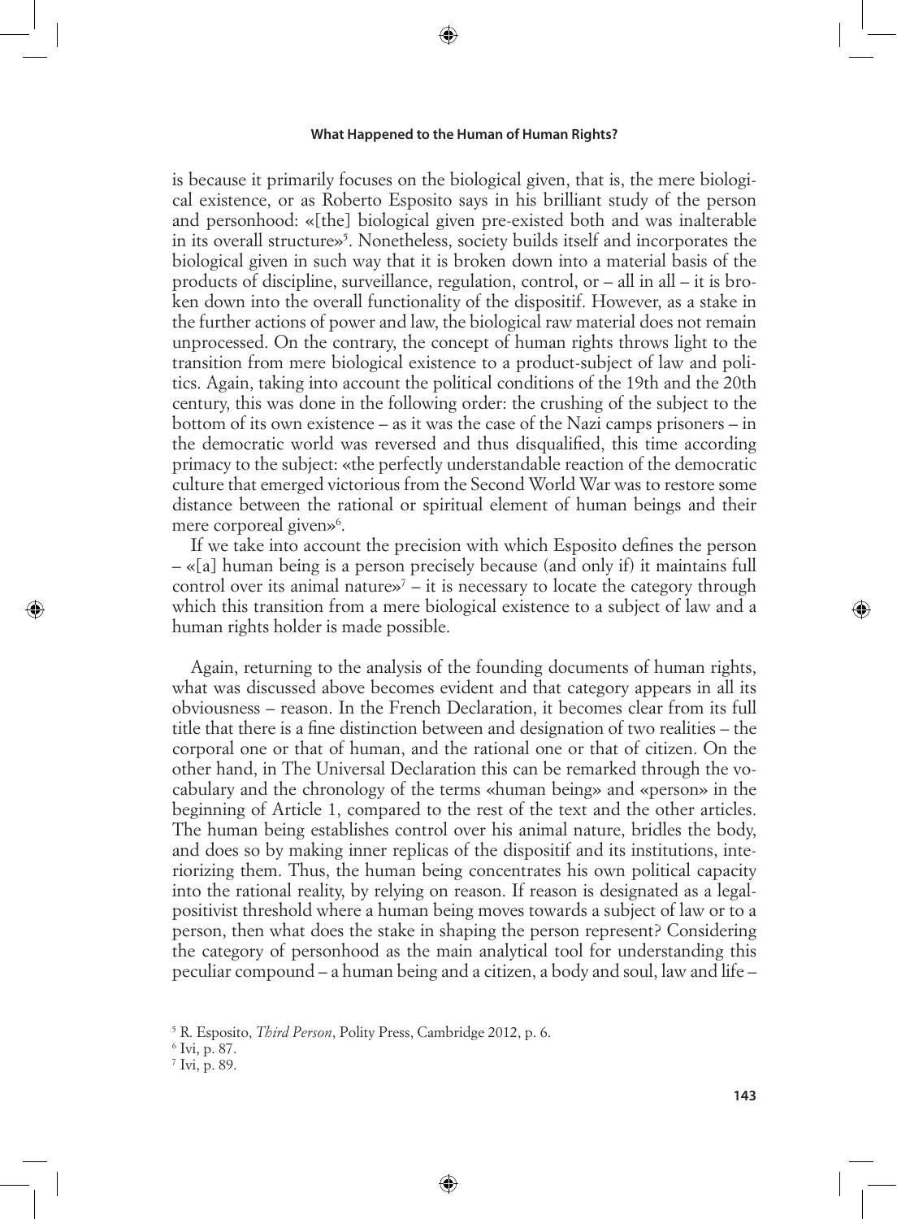is because it primarily focuses on the biological given, that is, the mere biological existence, or as Roberto Esposito says in his brilliant study of the person and personhood: «[the] biological given pre-existed both and was inalterable in its overall structure»[5]. Nonetheless, society builds itself and incorporates the biological given in such way that it is broken down into a material basis of the products of discipline, surveillance, regulation, control, or – all in all – it is broken down into the overall functionality of the dispositif. However, as a stake in the further actions of power and law, the biological raw material does not remain unprocessed. On the contrary, the concept of human rights throws light to the transition from mere biological existence to a product-subject of law and politics. Again, taking into account the political conditions of the 19th and the 20th century, this was done in the following order: the crushing of the subject to the bottom of its own existence – as it was the case of the Nazi camps prisoners – in the democratic world was reversed and thus disqualified, this time according primacy to the subject: «the perfectly understandable reaction of the democratic culture that emerged victorious from the Second World War was to restore some distance between the rational or spiritual element of human beings and their mere corporeal given»[6].

If we take into account the precision with which Esposito defines the person – «[a] human being is a person precisely because (and only if) it maintains full control over its animal nature»[7] – it is necessary to locate the category through which this transition from a mere biological existence to a subject of law and a human rights holder is made possible.

Again, returning to the analysis of the founding documents of human rights, what was discussed above becomes evident and that category appears in all its obviousness – reason. In the French Declaration, it becomes clear from its full title that there is a fine distinction between and designation of two realities – the corporal one or that of human, and the rational one or that of citizen. On the other hand, in The Universal Declaration this can be remarked through the vocabulary and the chronology of the terms «human being» and «person» in the beginning of Article 1, compared to the rest of the text and the other articles. The human being establishes control over his animal nature, bridles the body, and does so by making inner replicas of the dispositif and its institutions, interiorizing them. Thus, the human being concentrates his own political capacity into the rational reality, by relying on reason. If reason is designated as a legal-positivist threshold where a human being moves towards a subject of law or to a person, then what does the stake in shaping the person represent? Considering the category of personhood as the main analytical tool for understanding this peculiar compound – a human being and a citizen, a body and soul, law and life –

[5] R. Esposito, *Third Person*, Polity Press, Cambridge 2012, p. 6.

[6] Ivi, p. 87.

[7] Ivi, p. 89.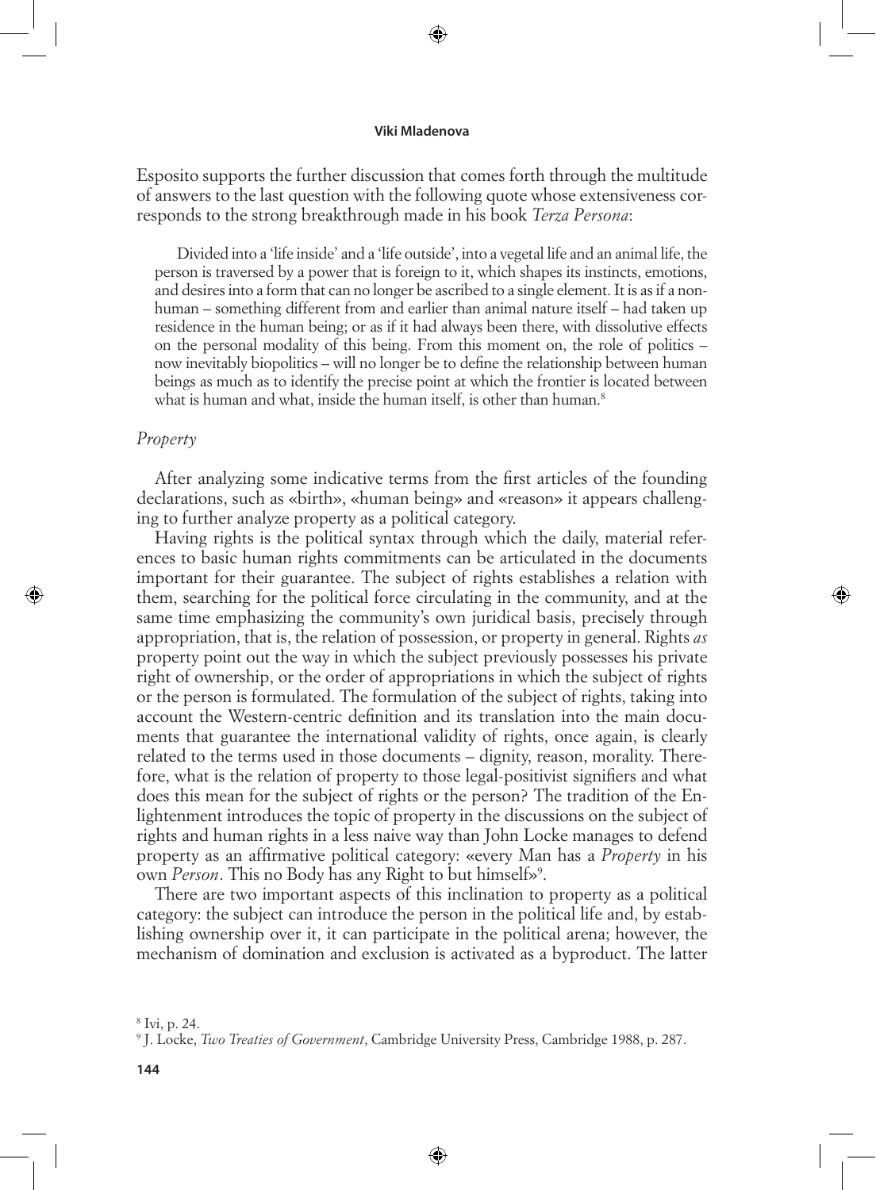Esposito supports the further discussion that comes forth through the multitude of answers to the last question with the following quote whose extensiveness corresponds to the strong breakthrough made in his book *Terza Persona*:

> Divided into a 'life inside' and a 'life outside', into a vegetal life and an animal life, the person is traversed by a power that is foreign to it, which shapes its instincts, emotions, and desires into a form that can no longer be ascribed to a single element. It is as if a non-human – something different from and earlier than animal nature itself – had taken up residence in the human being; or as if it had always been there, with dissolutive effects on the personal modality of this being. From this moment on, the role of politics – now inevitably biopolitics – will no longer be to define the relationship between human beings as much as to identify the precise point at which the frontier is located between what is human and what, inside the human itself, is other than human.[8]

### *Property*

After analyzing some indicative terms from the first articles of the founding declarations, such as «birth», «human being» and «reason» it appears challenging to further analyze property as a political category.

Having rights is the political syntax through which the daily, material references to basic human rights commitments can be articulated in the documents important for their guarantee. The subject of rights establishes a relation with them, searching for the political force circulating in the community, and at the same time emphasizing the community's own juridical basis, precisely through appropriation, that is, the relation of possession, or property in general. Rights *as* property point out the way in which the subject previously possesses his private right of ownership, or the order of appropriations in which the subject of rights or the person is formulated. The formulation of the subject of rights, taking into account the Western-centric definition and its translation into the main documents that guarantee the international validity of rights, once again, is clearly related to the terms used in those documents – dignity, reason, morality. Therefore, what is the relation of property to those legal-positivist signifiers and what does this mean for the subject of rights or the person? The tradition of the Enlightenment introduces the topic of property in the discussions on the subject of rights and human rights in a less naive way than John Locke manages to defend property as an affirmative political category: «every Man has a *Property* in his own *Person*. This no Body has any Right to but himself»[9].

There are two important aspects of this inclination to property as a political category: the subject can introduce the person in the political life and, by establishing ownership over it, it can participate in the political arena; however, the mechanism of domination and exclusion is activated as a byproduct. The latter

[8] Ivi, p. 24.

[9] J. Locke, *Two Treaties of Government*, Cambridge University Press, Cambridge 1988, p. 287.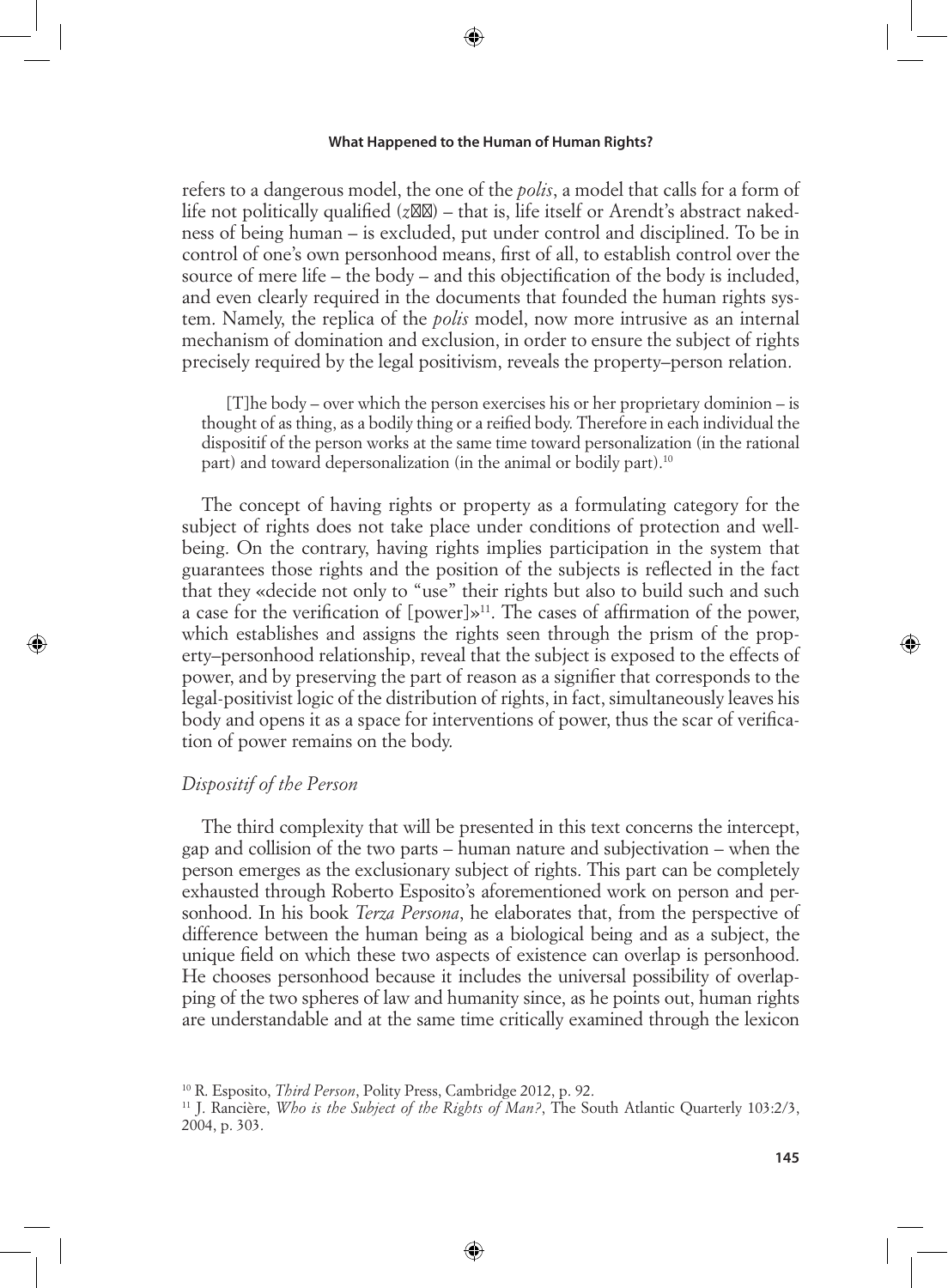refers to a dangerous model, the one of the *polis*, a model that calls for a form of life not politically qualified (*zōē*) – that is, life itself or Arendt's abstract nakedness of being human – is excluded, put under control and disciplined. To be in control of one's own personhood means, first of all, to establish control over the source of mere life – the body – and this objectification of the body is included, and even clearly required in the documents that founded the human rights system. Namely, the replica of the *polis* model, now more intrusive as an internal mechanism of domination and exclusion, in order to ensure the subject of rights precisely required by the legal positivism, reveals the property–person relation.

> [T]he body – over which the person exercises his or her proprietary dominion – is thought of as thing, as a bodily thing or a reified body. Therefore in each individual the dispositif of the person works at the same time toward personalization (in the rational part) and toward depersonalization (in the animal or bodily part).[10]

The concept of having rights or property as a formulating category for the subject of rights does not take place under conditions of protection and well-being. On the contrary, having rights implies participation in the system that guarantees those rights and the position of the subjects is reflected in the fact that they «decide not only to "use" their rights but also to build such and such a case for the verification of [power]»[11]. The cases of affirmation of the power, which establishes and assigns the rights seen through the prism of the property–personhood relationship, reveal that the subject is exposed to the effects of power, and by preserving the part of reason as a signifier that corresponds to the legal-positivist logic of the distribution of rights, in fact, simultaneously leaves his body and opens it as a space for interventions of power, thus the scar of verification of power remains on the body.

### *Dispositif of the Person*

The third complexity that will be presented in this text concerns the intercept, gap and collision of the two parts – human nature and subjectivation – when the person emerges as the exclusionary subject of rights. This part can be completely exhausted through Roberto Esposito's aforementioned work on person and personhood. In his book *Terza Persona*, he elaborates that, from the perspective of difference between the human being as a biological being and as a subject, the unique field on which these two aspects of existence can overlap is personhood. He chooses personhood because it includes the universal possibility of overlapping of the two spheres of law and humanity since, as he points out, human rights are understandable and at the same time critically examined through the lexicon

[10] R. Esposito, *Third Person*, Polity Press, Cambridge 2012, p. 92.

[11] J. Rancière, *Who is the Subject of the Rights of Man?*, The South Atlantic Quarterly 103:2/3, 2004, p. 303.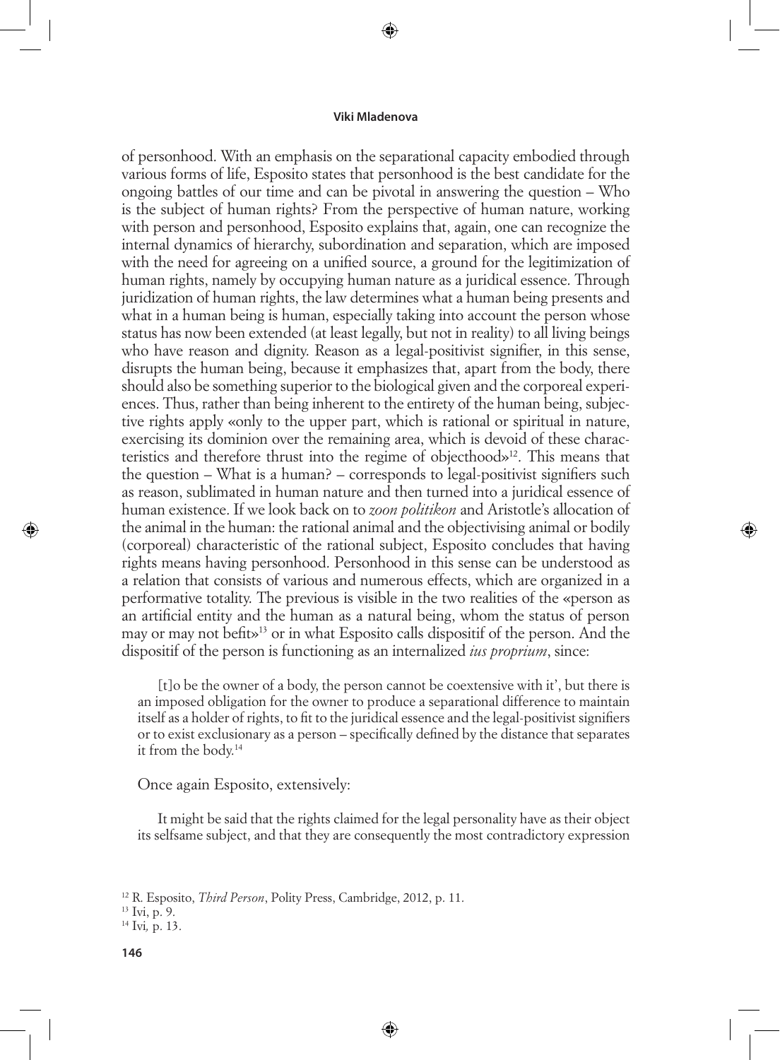of personhood. With an emphasis on the separational capacity embodied through various forms of life, Esposito states that personhood is the best candidate for the ongoing battles of our time and can be pivotal in answering the question – Who is the subject of human rights? From the perspective of human nature, working with person and personhood, Esposito explains that, again, one can recognize the internal dynamics of hierarchy, subordination and separation, which are imposed with the need for agreeing on a unified source, a ground for the legitimization of human rights, namely by occupying human nature as a juridical essence. Through juridization of human rights, the law determines what a human being presents and what in a human being is human, especially taking into account the person whose status has now been extended (at least legally, but not in reality) to all living beings who have reason and dignity. Reason as a legal-positivist signifier, in this sense, disrupts the human being, because it emphasizes that, apart from the body, there should also be something superior to the biological given and the corporeal experiences. Thus, rather than being inherent to the entirety of the human being, subjective rights apply «only to the upper part, which is rational or spiritual in nature, exercising its dominion over the remaining area, which is devoid of these characteristics and therefore thrust into the regime of objecthood»[12]. This means that the question – What is a human? – corresponds to legal-positivist signifiers such as reason, sublimated in human nature and then turned into a juridical essence of human existence. If we look back on to *zoon politikon* and Aristotle's allocation of the animal in the human: the rational animal and the objectivising animal or bodily (corporeal) characteristic of the rational subject, Esposito concludes that having rights means having personhood. Personhood in this sense can be understood as a relation that consists of various and numerous effects, which are organized in a performative totality. The previous is visible in the two realities of the «person as an artificial entity and the human as a natural being, whom the status of person may or may not befit»[13] or in what Esposito calls dispositif of the person. And the dispositif of the person is functioning as an internalized *ius proprium*, since:

> [t]o be the owner of a body, the person cannot be coextensive with it', but there is an imposed obligation for the owner to produce a separational difference to maintain itself as a holder of rights, to fit to the juridical essence and the legal-positivist signifiers or to exist exclusionary as a person – specifically defined by the distance that separates it from the body.[14]

Once again Esposito, extensively:

> It might be said that the rights claimed for the legal personality have as their object its selfsame subject, and that they are consequently the most contradictory expression

[12] R. Esposito, *Third Person*, Polity Press, Cambridge, 2012, p. 11.

[13] Ivi, p. 9.

[14] Ivi*,* p. 13.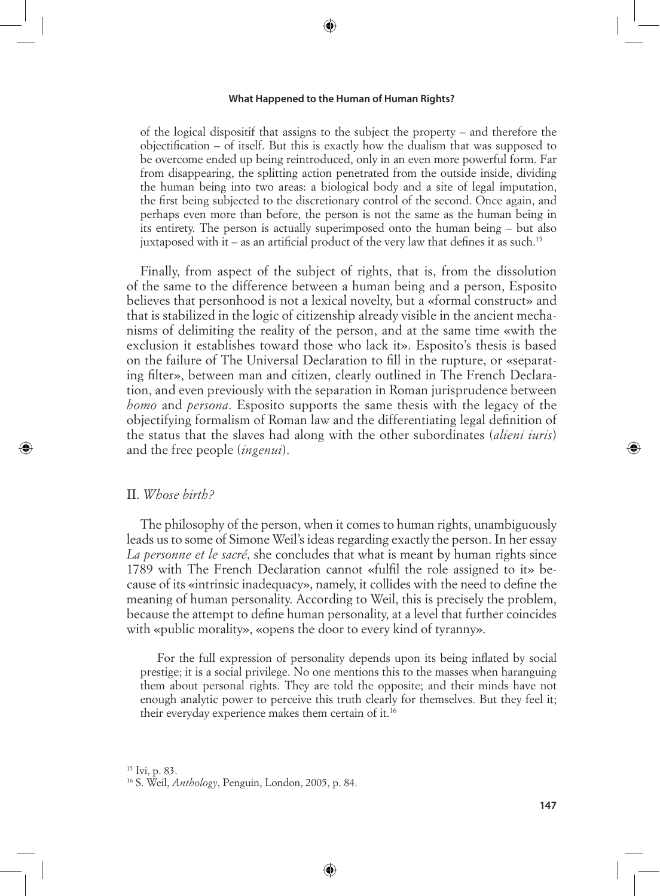> of the logical dispositif that assigns to the subject the property – and therefore the objectification – of itself. But this is exactly how the dualism that was supposed to be overcome ended up being reintroduced, only in an even more powerful form. Far from disappearing, the splitting action penetrated from the outside inside, dividing the human being into two areas: a biological body and a site of legal imputation, the first being subjected to the discretionary control of the second. Once again, and perhaps even more than before, the person is not the same as the human being in its entirety. The person is actually superimposed onto the human being – but also juxtaposed with it – as an artificial product of the very law that defines it as such.[15]

Finally, from aspect of the subject of rights, that is, from the dissolution of the same to the difference between a human being and a person, Esposito believes that personhood is not a lexical novelty, but a «formal construct» and that is stabilized in the logic of citizenship already visible in the ancient mechanisms of delimiting the reality of the person, and at the same time «with the exclusion it establishes toward those who lack it». Esposito's thesis is based on the failure of The Universal Declaration to fill in the rupture, or «separating filter», between man and citizen, clearly outlined in The French Declaration, and even previously with the separation in Roman jurisprudence between *homo* and *persona*. Esposito supports the same thesis with the legacy of the objectifying formalism of Roman law and the differentiating legal definition of the status that the slaves had along with the other subordinates (*alieni iuris*) and the free people (*ingenui*).

## II. *Whose birth?*

The philosophy of the person, when it comes to human rights, unambiguously leads us to some of Simone Weil's ideas regarding exactly the person. In her essay *La personne et le sacré*, she concludes that what is meant by human rights since 1789 with The French Declaration cannot «fulfil the role assigned to it» because of its «intrinsic inadequacy», namely, it collides with the need to define the meaning of human personality. According to Weil, this is precisely the problem, because the attempt to define human personality, at a level that further coincides with «public morality», «opens the door to every kind of tyranny».

> For the full expression of personality depends upon its being inflated by social prestige; it is a social privilege. No one mentions this to the masses when haranguing them about personal rights. They are told the opposite; and their minds have not enough analytic power to perceive this truth clearly for themselves. But they feel it; their everyday experience makes them certain of it.[16]

---

[15] Ivi, p. 83.

[16] S. Weil, *Anthology*, Penguin, London, 2005, p. 84.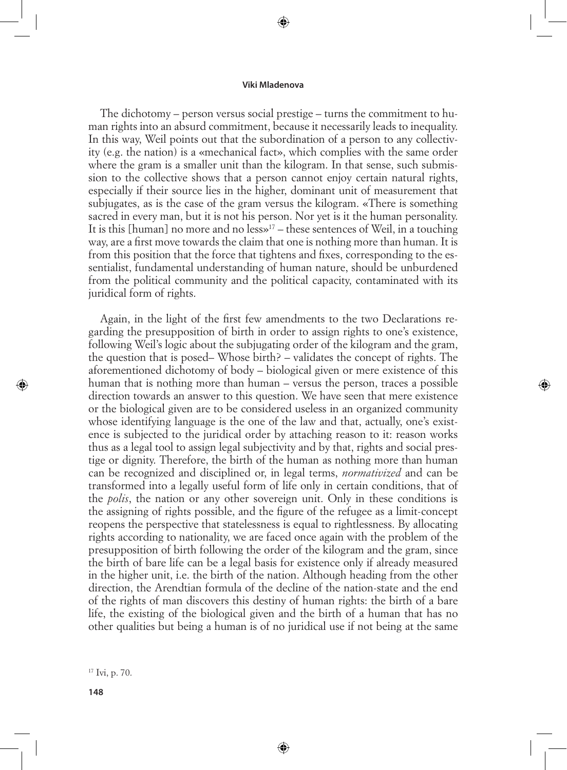The dichotomy – person versus social prestige – turns the commitment to human rights into an absurd commitment, because it necessarily leads to inequality. In this way, Weil points out that the subordination of a person to any collectivity (e.g. the nation) is a «mechanical fact», which complies with the same order where the gram is a smaller unit than the kilogram. In that sense, such submission to the collective shows that a person cannot enjoy certain natural rights, especially if their source lies in the higher, dominant unit of measurement that subjugates, as is the case of the gram versus the kilogram. «There is something sacred in every man, but it is not his person. Nor yet is it the human personality. It is this [human] no more and no less»[17] – these sentences of Weil, in a touching way, are a first move towards the claim that one is nothing more than human. It is from this position that the force that tightens and fixes, corresponding to the essentialist, fundamental understanding of human nature, should be unburdened from the political community and the political capacity, contaminated with its juridical form of rights.

Again, in the light of the first few amendments to the two Declarations regarding the presupposition of birth in order to assign rights to one's existence, following Weil's logic about the subjugating order of the kilogram and the gram, the question that is posed– Whose birth? – validates the concept of rights. The aforementioned dichotomy of body – biological given or mere existence of this human that is nothing more than human – versus the person, traces a possible direction towards an answer to this question. We have seen that mere existence or the biological given are to be considered useless in an organized community whose identifying language is the one of the law and that, actually, one's existence is subjected to the juridical order by attaching reason to it: reason works thus as a legal tool to assign legal subjectivity and by that, rights and social prestige or dignity. Therefore, the birth of the human as nothing more than human can be recognized and disciplined or, in legal terms, *normativized* and can be transformed into a legally useful form of life only in certain conditions, that of the *polis*, the nation or any other sovereign unit. Only in these conditions is the assigning of rights possible, and the figure of the refugee as a limit-concept reopens the perspective that statelessness is equal to rightlessness. By allocating rights according to nationality, we are faced once again with the problem of the presupposition of birth following the order of the kilogram and the gram, since the birth of bare life can be a legal basis for existence only if already measured in the higher unit, i.e. the birth of the nation. Although heading from the other direction, the Arendtian formula of the decline of the nation-state and the end of the rights of man discovers this destiny of human rights: the birth of a bare life, the existing of the biological given and the birth of a human that has no other qualities but being a human is of no juridical use if not being at the same

[17] Ivi, p. 70.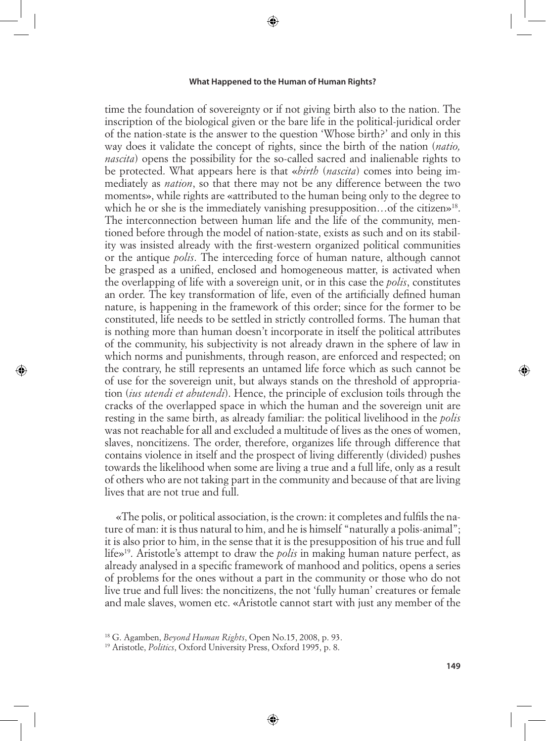time the foundation of sovereignty or if not giving birth also to the nation. The inscription of the biological given or the bare life in the political-juridical order of the nation-state is the answer to the question 'Whose birth?' and only in this way does it validate the concept of rights, since the birth of the nation (*natio, nascita*) opens the possibility for the so-called sacred and inalienable rights to be protected. What appears here is that «*birth* (*nascita*) comes into being immediately as *nation*, so that there may not be any difference between the two moments», while rights are «attributed to the human being only to the degree to which he or she is the immediately vanishing presupposition…of the citizen»[18]. The interconnection between human life and the life of the community, mentioned before through the model of nation-state, exists as such and on its stability was insisted already with the first-western organized political communities or the antique *polis*. The interceding force of human nature, although cannot be grasped as a unified, enclosed and homogeneous matter, is activated when the overlapping of life with a sovereign unit, or in this case the *polis*, constitutes an order. The key transformation of life, even of the artificially defined human nature, is happening in the framework of this order; since for the former to be constituted, life needs to be settled in strictly controlled forms. The human that is nothing more than human doesn't incorporate in itself the political attributes of the community, his subjectivity is not already drawn in the sphere of law in which norms and punishments, through reason, are enforced and respected; on the contrary, he still represents an untamed life force which as such cannot be of use for the sovereign unit, but always stands on the threshold of appropriation (*ius utendi et abutendi*). Hence, the principle of exclusion toils through the cracks of the overlapped space in which the human and the sovereign unit are resting in the same birth, as already familiar: the political livelihood in the *polis* was not reachable for all and excluded a multitude of lives as the ones of women, slaves, noncitizens. The order, therefore, organizes life through difference that contains violence in itself and the prospect of living differently (divided) pushes towards the likelihood when some are living a true and a full life, only as a result of others who are not taking part in the community and because of that are living lives that are not true and full.

«The polis, or political association, is the crown: it completes and fulfils the nature of man: it is thus natural to him, and he is himself "naturally a polis-animal"; it is also prior to him, in the sense that it is the presupposition of his true and full life»[19]. Aristotle's attempt to draw the *polis* in making human nature perfect, as already analysed in a specific framework of manhood and politics, opens a series of problems for the ones without a part in the community or those who do not live true and full lives: the noncitizens, the not 'fully human' creatures or female and male slaves, women etc. «Aristotle cannot start with just any member of the

[18] G. Agamben, *Beyond Human Rights*, Open No.15, 2008, p. 93.

[19] Aristotle, *Politics*, Oxford University Press, Oxford 1995, p. 8.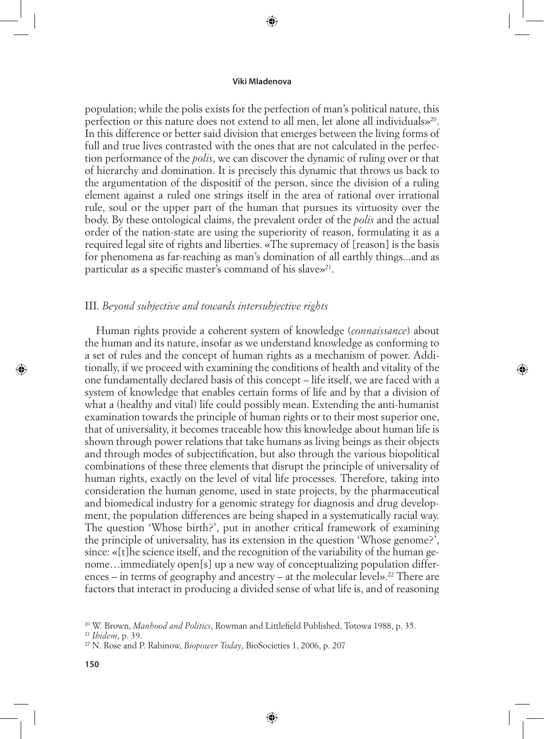population; while the polis exists for the perfection of man's political nature, this perfection or this nature does not extend to all men, let alone all individuals»[20]. In this difference or better said division that emerges between the living forms of full and true lives contrasted with the ones that are not calculated in the perfection performance of the *polis*, we can discover the dynamic of ruling over or that of hierarchy and domination. It is precisely this dynamic that throws us back to the argumentation of the dispositif of the person, since the division of a ruling element against a ruled one strings itself in the area of rational over irrational rule, soul or the upper part of the human that pursues its virtuosity over the body. By these ontological claims, the prevalent order of the *polis* and the actual order of the nation-state are using the superiority of reason, formulating it as a required legal site of rights and liberties. «The supremacy of [reason] is the basis for phenomena as far-reaching as man's domination of all earthly things...and as particular as a specific master's command of his slave»[21].

## III. *Beyond subjective and towards intersubjective rights*

Human rights provide a coherent system of knowledge (*connaissance*) about the human and its nature, insofar as we understand knowledge as conforming to a set of rules and the concept of human rights as a mechanism of power. Additionally, if we proceed with examining the conditions of health and vitality of the one fundamentally declared basis of this concept – life itself, we are faced with a system of knowledge that enables certain forms of life and by that a division of what a (healthy and vital) life could possibly mean. Extending the anti-humanist examination towards the principle of human rights or to their most superior one, that of universality, it becomes traceable how this knowledge about human life is shown through power relations that take humans as living beings as their objects and through modes of subjectification, but also through the various biopolitical combinations of these three elements that disrupt the principle of universality of human rights, exactly on the level of vital life processes. Therefore, taking into consideration the human genome, used in state projects, by the pharmaceutical and biomedical industry for a genomic strategy for diagnosis and drug development, the population differences are being shaped in a systematically racial way. The question 'Whose birth?', put in another critical framework of examining the principle of universality, has its extension in the question 'Whose genome?', since: «[t]he science itself, and the recognition of the variability of the human genome…immediately open[s] up a new way of conceptualizing population differences – in terms of geography and ancestry – at the molecular level».[22] There are factors that interact in producing a divided sense of what life is, and of reasoning

[20] W. Brown, *Manhood and Politics*, Rowman and Littlefield Published, Totowa 1988, p. 35.

[21] *Ibidem*, p. 39.

[22] N. Rose and P. Rabinow, *Biopower Today*, BioSocieties 1, 2006, p. 207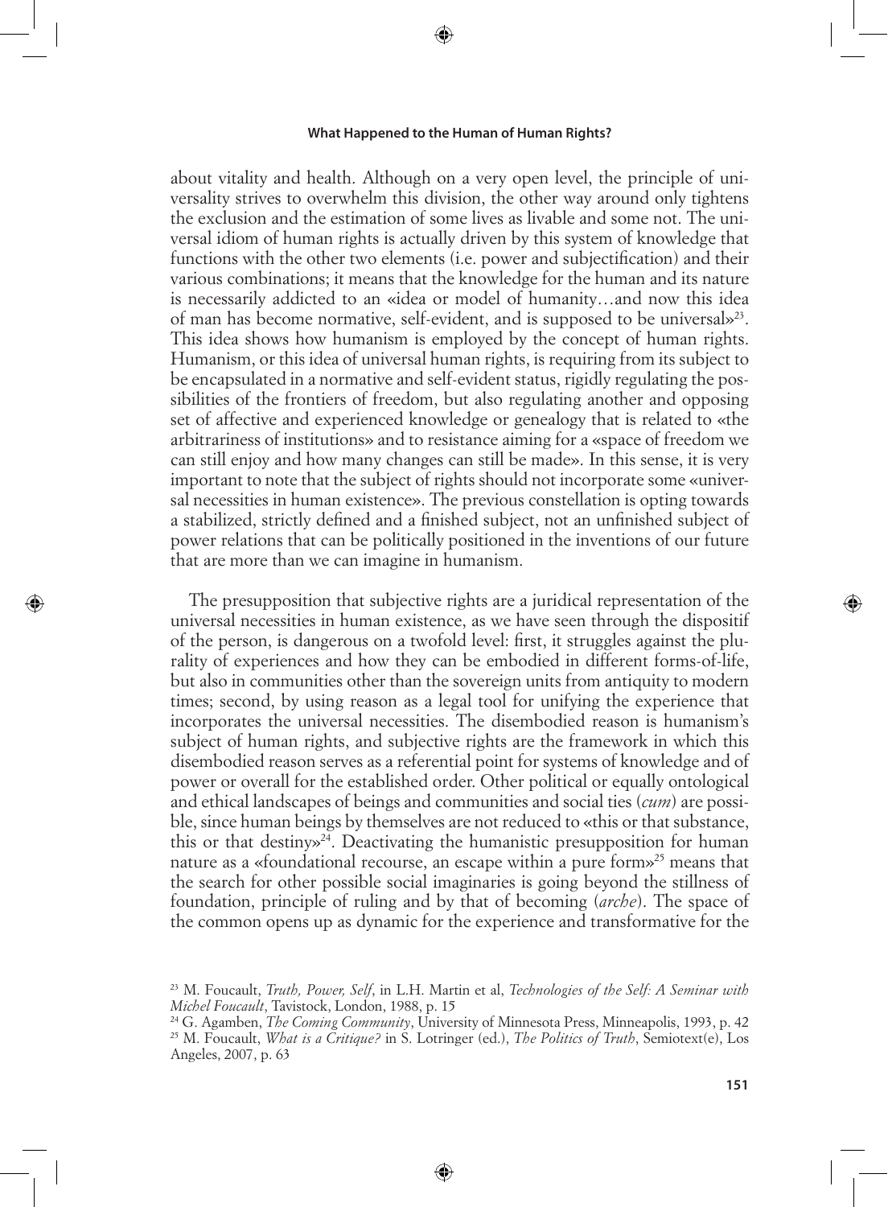about vitality and health. Although on a very open level, the principle of universality strives to overwhelm this division, the other way around only tightens the exclusion and the estimation of some lives as livable and some not. The universal idiom of human rights is actually driven by this system of knowledge that functions with the other two elements (i.e. power and subjectification) and their various combinations; it means that the knowledge for the human and its nature is necessarily addicted to an «idea or model of humanity…and now this idea of man has become normative, self-evident, and is supposed to be universal»[23]. This idea shows how humanism is employed by the concept of human rights. Humanism, or this idea of universal human rights, is requiring from its subject to be encapsulated in a normative and self-evident status, rigidly regulating the possibilities of the frontiers of freedom, but also regulating another and opposing set of affective and experienced knowledge or genealogy that is related to «the arbitrariness of institutions» and to resistance aiming for a «space of freedom we can still enjoy and how many changes can still be made». In this sense, it is very important to note that the subject of rights should not incorporate some «universal necessities in human existence». The previous constellation is opting towards a stabilized, strictly defined and a finished subject, not an unfinished subject of power relations that can be politically positioned in the inventions of our future that are more than we can imagine in humanism.

The presupposition that subjective rights are a juridical representation of the universal necessities in human existence, as we have seen through the dispositif of the person, is dangerous on a twofold level: first, it struggles against the plurality of experiences and how they can be embodied in different forms-of-life, but also in communities other than the sovereign units from antiquity to modern times; second, by using reason as a legal tool for unifying the experience that incorporates the universal necessities. The disembodied reason is humanism's subject of human rights, and subjective rights are the framework in which this disembodied reason serves as a referential point for systems of knowledge and of power or overall for the established order. Other political or equally ontological and ethical landscapes of beings and communities and social ties (*cum*) are possible, since human beings by themselves are not reduced to «this or that substance, this or that destiny»[24]. Deactivating the humanistic presupposition for human nature as a «foundational recourse, an escape within a pure form»[25] means that the search for other possible social imaginaries is going beyond the stillness of foundation, principle of ruling and by that of becoming (*arche*). The space of the common opens up as dynamic for the experience and transformative for the

---

[23] M. Foucault, *Truth, Power, Self*, in L.H. Martin et al, *Technologies of the Self: A Seminar with Michel Foucault*, Tavistock, London, 1988, p. 15

[24] G. Agamben, *The Coming Community*, University of Minnesota Press, Minneapolis, 1993, p. 42

[25] M. Foucault, *What is a Critique?* in S. Lotringer (ed.), *The Politics of Truth*, Semiotext(e), Los Angeles, 2007, p. 63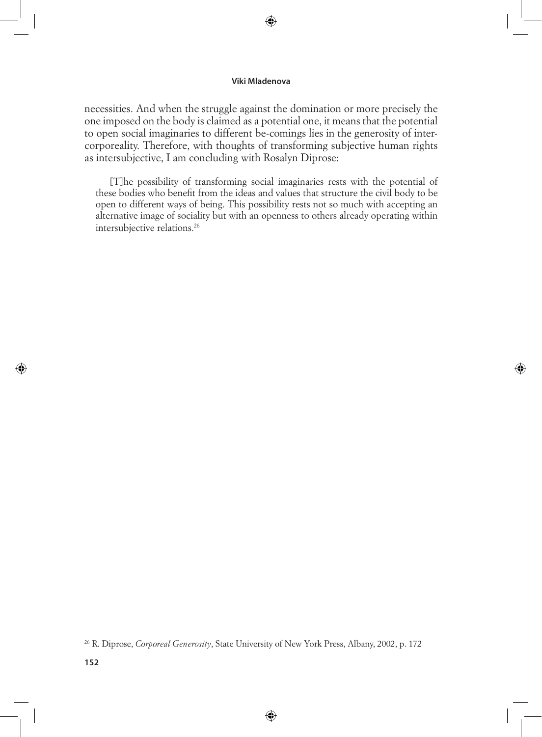necessities. And when the struggle against the domination or more precisely the one imposed on the body is claimed as a potential one, it means that the potential to open social imaginaries to different be-comings lies in the generosity of inter-corporeality. Therefore, with thoughts of transforming subjective human rights as intersubjective, I am concluding with Rosalyn Diprose:

> [T]he possibility of transforming social imaginaries rests with the potential of these bodies who benefit from the ideas and values that structure the civil body to be open to different ways of being. This possibility rests not so much with accepting an alternative image of sociality but with an openness to others already operating within intersubjective relations.[26]

[26] R. Diprose, *Corporeal Generosity*, State University of New York Press, Albany, 2002, p. 172